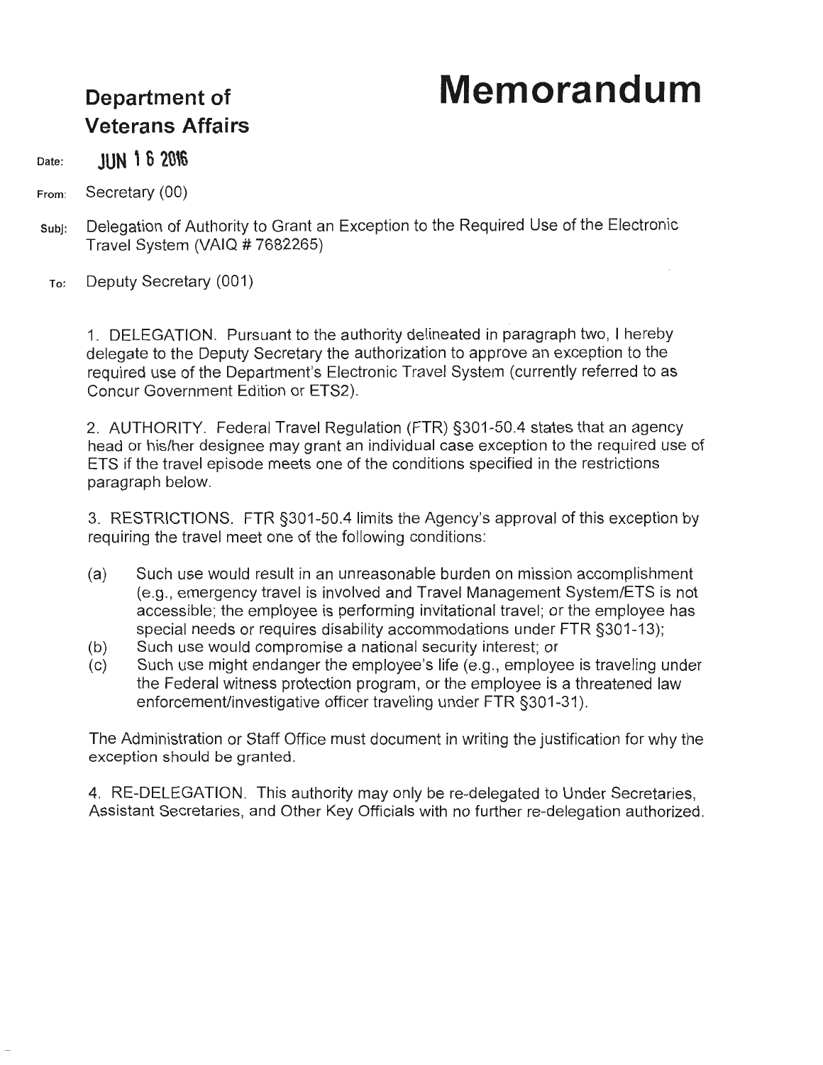# Memorandum

**Department of Veterans Affairs**

**Date:** JUN 16 2016

**From:** Secretary (00)

**Subj:** Delegation of Authority to Grant an Exception to the Required Use of the Electronic Travel System (VAIQ # 7682265)

**To:** Deputy Secretary (001)

1. DELEGATION. Pursuant to the authority delineated in paragraph two, I hereby delegate to the Deputy Secretary the authorization to approve an exception to the required use of the Department's Electronic Travel System (currently referred to as Concur Government Edition or ETS2).

2. AUTHORITY. Federal Travel Regulation (FTR) §301-50.4 states that an agency head or his/her designee may grant an individual case exception to the required use of ETS if the travel episode meets one of the conditions specified in the restrictions paragraph below.

3. RESTRICTIONS. FTR §301-50.4 limits the Agency's approval of this exception by requiring the travel meet one of the following conditions:

(a) Such use would result in an unreasonable burden on mission accomplishment (e.g., emergency travel is involved and Travel Management System/ETS is not accessible; the employee is performing invitational travel; or the employee has special needs or requires disability accommodations under FTR §301-13);

(b) Such use would compromise a national security interest; or

(c) Such use might endanger the employee's life (e.g., employee is traveling under the Federal witness protection program, or the employee is a threatened law enforcement/investigative officer traveling under FTR §301-31).

The Administration or Staff Office must document in writing the justification for why the exception should be granted.

4. RE-DELEGATION. This authority may only be re-delegated to Under Secretaries, Assistant Secretaries, and Other Key Officials with no further re-delegation authorized.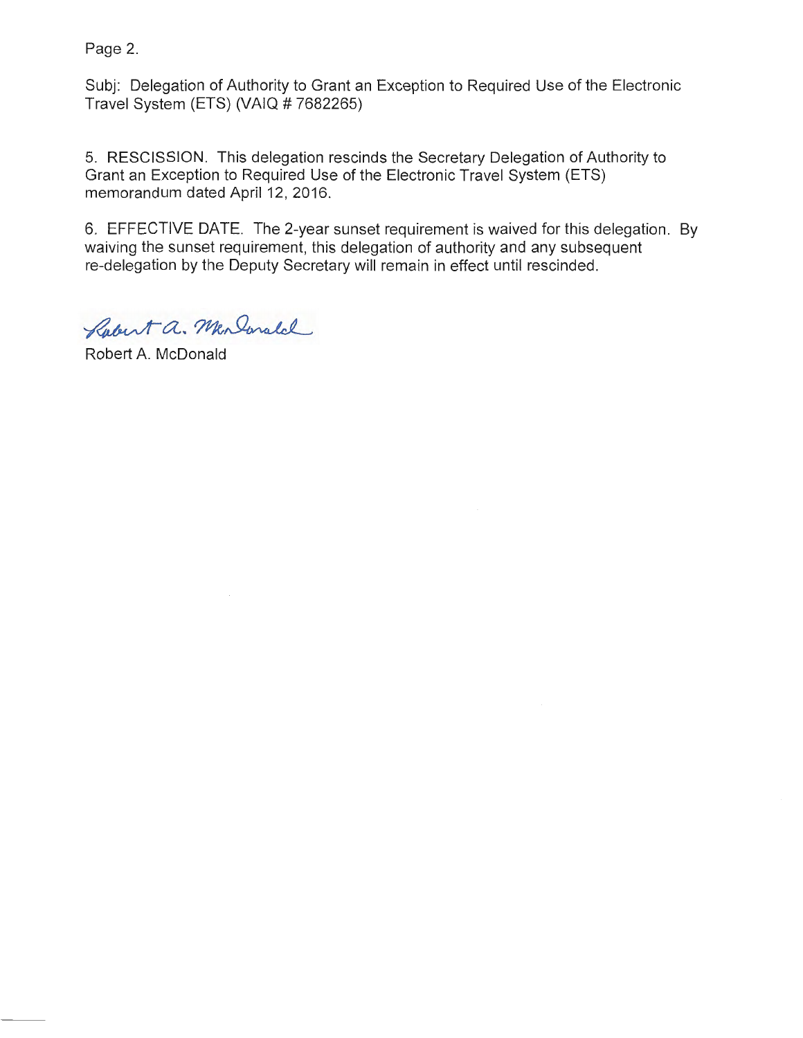Subj: Delegation of Authority to Grant an Exception to Required Use of the Electronic Travel System (ETS) (VAIQ # 7682265)

5. RESCISSION. This delegation rescinds the Secretary Delegation of Authority to Grant an Exception to Required Use of the Electronic Travel System (ETS) memorandum dated April 12, 2016.

6. EFFECTIVE DATE. The 2-year sunset requirement is waived for this delegation. By waiving the sunset requirement, this delegation of authority and any subsequent re-delegation by the Deputy Secretary will remain in effect until rescinded.

Robert A. McDonald

Robert A. McDonald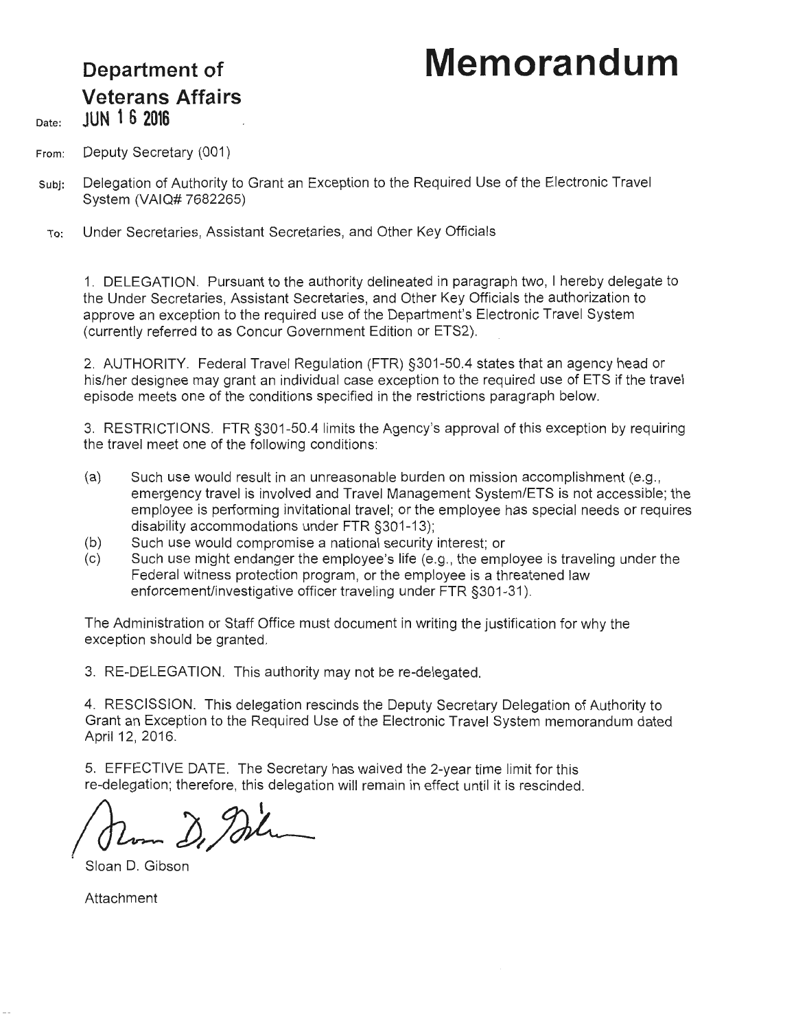**Department of Veterans Affairs**

# Memorandum

Date: JUN 16 2016

From: Deputy Secretary (001)

Subj: Delegation of Authority to Grant an Exception to the Required Use of the Electronic Travel System (VAIQ# 7682265)

To: Under Secretaries, Assistant Secretaries, and Other Key Officials

1. DELEGATION. Pursuant to the authority delineated in paragraph two, I hereby delegate to the Under Secretaries, Assistant Secretaries, and Other Key Officials the authorization to approve an exception to the required use of the Department's Electronic Travel System (currently referred to as Concur Government Edition or ETS2).

2. AUTHORITY. Federal Travel Regulation (FTR) §301-50.4 states that an agency head or his/her designee may grant an individual case exception to the required use of ETS if the travel episode meets one of the conditions specified in the restrictions paragraph below.

3. RESTRICTIONS. FTR §301-50.4 limits the Agency's approval of this exception by requiring the travel meet one of the following conditions:

(a) Such use would result in an unreasonable burden on mission accomplishment (e.g., emergency travel is involved and Travel Management System/ETS is not accessible; the employee is performing invitational travel; or the employee has special needs or requires disability accommodations under FTR §301-13);

(b) Such use would compromise a national security interest; or

(c) Such use might endanger the employee's life (e.g., the employee is traveling under the Federal witness protection program, or the employee is a threatened law enforcement/investigative officer traveling under FTR §301-31).

The Administration or Staff Office must document in writing the justification for why the exception should be granted.

3. RE-DELEGATION. This authority may not be re-delegated.

4. RESCISSION. This delegation rescinds the Deputy Secretary Delegation of Authority to Grant an Exception to the Required Use of the Electronic Travel System memorandum dated April 12, 2016.

5. EFFECTIVE DATE. The Secretary has waived the 2-year time limit for this re-delegation; therefore, this delegation will remain in effect until it is rescinded.

Sloan D. Gibson

Attachment